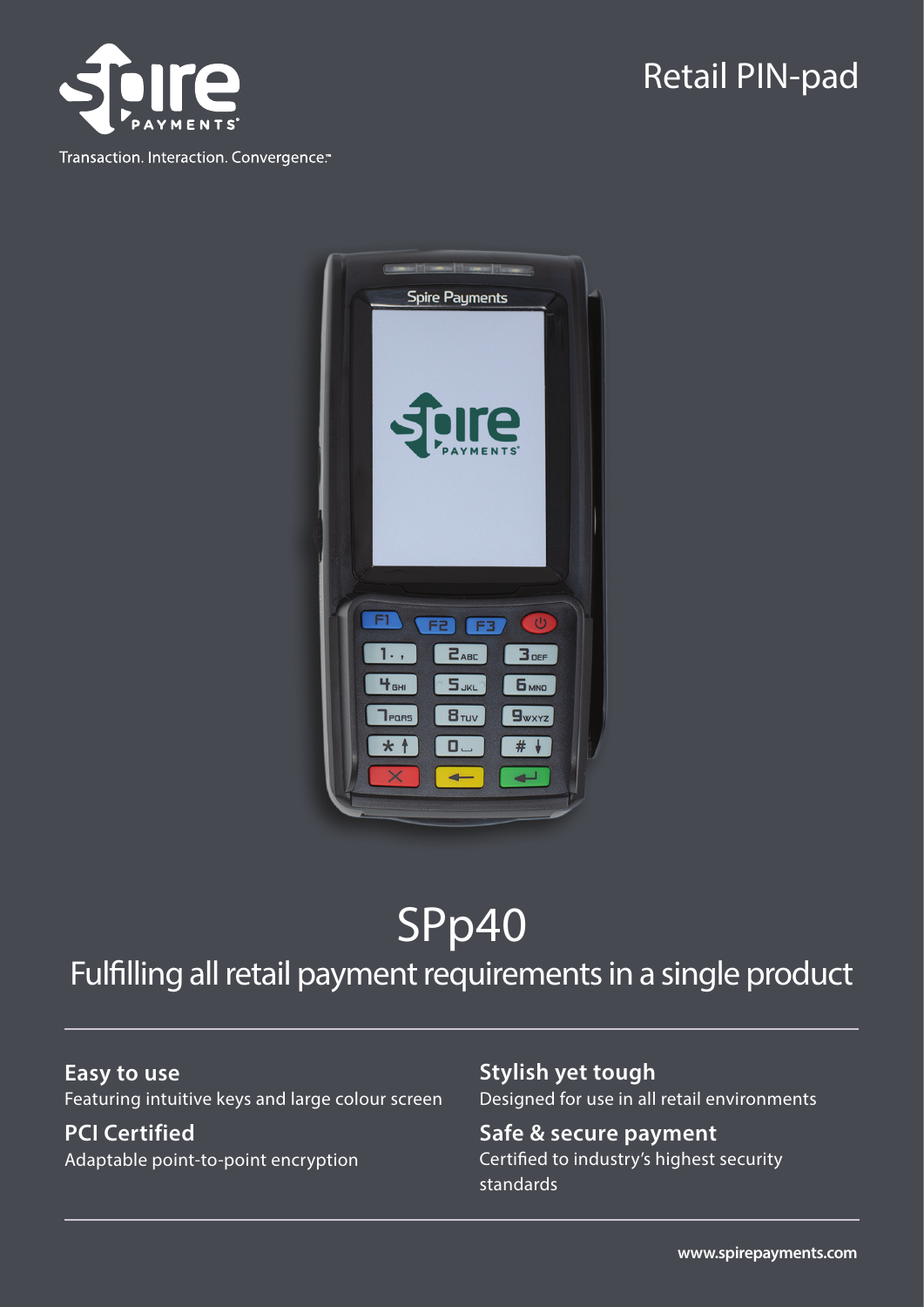Transaction. Interaction. Convergence.™

Retail PIN-pad

# SPp40

## Fulfilling all retail payment requirements in a single product

### Easy to use

Featuring intuitive keys and large colour screen

### PCI Certified

Adaptable point-to-point encryption

### Stylish yet tough

Designed for use in all retail environments

### Safe & secure payment

Certified to industry's highest security standards

**www.spirepayments.com**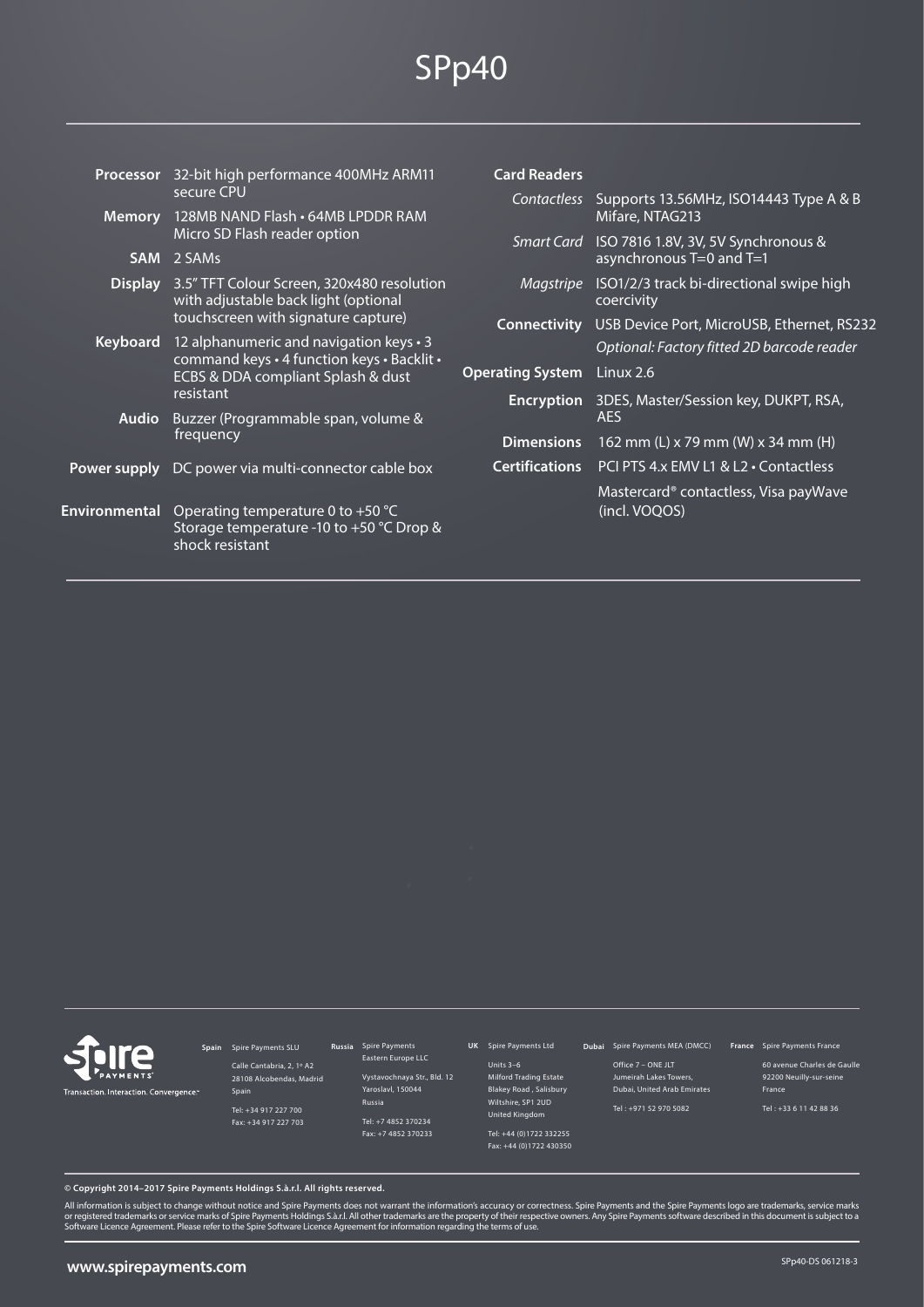# SPp40

| | |
|---|---|
| **Processor** | 32-bit high performance 400MHz ARM11 secure CPU |
| **Memory** | 128MB NAND Flash • 64MB LPDDR RAM Micro SD Flash reader option |
| **SAM** | 2 SAMs |
| **Display** | 3.5" TFT Colour Screen, 320x480 resolution with adjustable back light (optional touchscreen with signature capture) |
| **Keyboard** | 12 alphanumeric and navigation keys • 3 command keys • 4 function keys • Backlit • ECBS & DDA compliant Splash & dust resistant |
| **Audio** | Buzzer (Programmable span, volume & frequency |
| **Power supply** | DC power via multi-connector cable box |
| **Environmental** | Operating temperature 0 to +50 °C Storage temperature -10 to +50 °C Drop & shock resistant |

| | |
|---|---|
| **Card Readers** | |
| *Contactless* | Supports 13.56MHz, ISO14443 Type A & B Mifare, NTAG213 |
| *Smart Card* | ISO 7816 1.8V, 3V, 5V Synchronous & asynchronous T=0 and T=1 |
| *Magstripe* | ISO1/2/3 track bi-directional swipe high coercivity |
| **Connectivity** | USB Device Port, MicroUSB, Ethernet, RS232 *Optional: Factory fitted 2D barcode reader* |
| **Operating System** | Linux 2.6 |
| **Encryption** | 3DES, Master/Session key, DUKPT, RSA, AES |
| **Dimensions** | 162 mm (L) x 79 mm (W) x 34 mm (H) |
| **Certifications** | PCI PTS 4.x EMV L1 & L2 • Contactless Mastercard® contactless, Visa payWave (incl. VOQOS) |

Spire PAYMENTS

Transaction. Interaction. Convergence.™

**Spain**
Spire Payments SLU
Calle Cantabria, 2, 1º A2
28108 Alcobendas, Madrid
Spain
Tel: +34 917 227 700
Fax: +34 917 227 703

**Russia**
Spire Payments Eastern Europe LLC
Vystavochnaya Str., Bld. 12
Yaroslavl, 150044
Russia
Tel: +7 4852 370234
Fax: +7 4852 370233

**UK**
Spire Payments Ltd
Units 3–6
Milford Trading Estate
Blakey Road , Salisbury
Wiltshire, SP1 2UD
United Kingdom
Tel: +44 (0)1722 332255
Fax: +44 (0)1722 430350

**Dubai**
Spire Payments MEA (DMCC)
Office 7 – ONE JLT
Jumeirah Lakes Towers,
Dubai, United Arab Emirates
Tel : +971 52 970 5082

**France**
Spire Payments France
60 avenue Charles de Gaulle
92200 Neuilly-sur-seine
France
Tel : +33 6 11 42 88 36

**© Copyright 2014–2017 Spire Payments Holdings S.à.r.l. All rights reserved.**

All information is subject to change without notice and Spire Payments does not warrant the information's accuracy or correctness. Spire Payments and the Spire Payments logo are trademarks, service marks or registered trademarks or service marks of Spire Payments Holdings S.à.r.l. All other trademarks are the property of their respective owners. Any Spire Payments software described in this document is subject to a Software Licence Agreement. Please refer to the Spire Software Licence Agreement for information regarding the terms of use.

**www.spirepayments.com**

SPp40-DS 061218-3